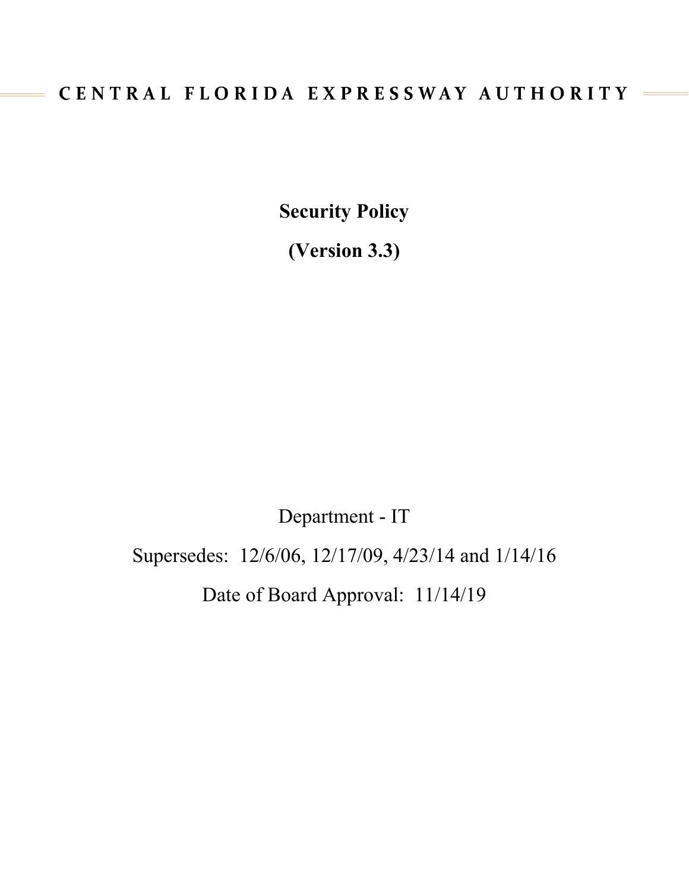CENTRAL FLORIDA EXPRESSWAY AUTHORITY

# Security Policy

## (Version 3.3)

Department - IT

Supersedes: 12/6/06, 12/17/09, 4/23/14 and 1/14/16

Date of Board Approval: 11/14/19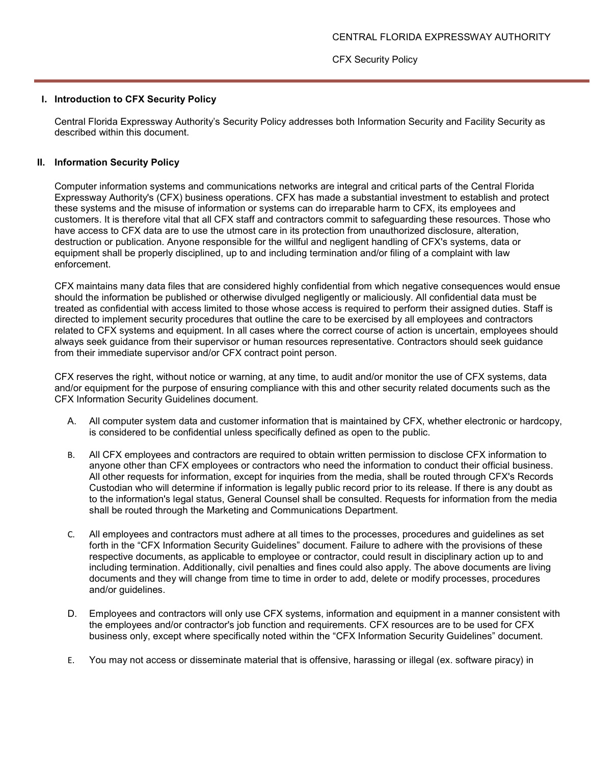## I. Introduction to CFX Security Policy

Central Florida Expressway Authority's Security Policy addresses both Information Security and Facility Security as described within this document.

## II. Information Security Policy

Computer information systems and communications networks are integral and critical parts of the Central Florida Expressway Authority's (CFX) business operations. CFX has made a substantial investment to establish and protect these systems and the misuse of information or systems can do irreparable harm to CFX, its employees and customers. It is therefore vital that all CFX staff and contractors commit to safeguarding these resources. Those who have access to CFX data are to use the utmost care in its protection from unauthorized disclosure, alteration, destruction or publication. Anyone responsible for the willful and negligent handling of CFX's systems, data or equipment shall be properly disciplined, up to and including termination and/or filing of a complaint with law enforcement.

CFX maintains many data files that are considered highly confidential from which negative consequences would ensue should the information be published or otherwise divulged negligently or maliciously. All confidential data must be treated as confidential with access limited to those whose access is required to perform their assigned duties. Staff is directed to implement security procedures that outline the care to be exercised by all employees and contractors related to CFX systems and equipment. In all cases where the correct course of action is uncertain, employees should always seek guidance from their supervisor or human resources representative. Contractors should seek guidance from their immediate supervisor and/or CFX contract point person.

CFX reserves the right, without notice or warning, at any time, to audit and/or monitor the use of CFX systems, data and/or equipment for the purpose of ensuring compliance with this and other security related documents such as the CFX Information Security Guidelines document.

A. All computer system data and customer information that is maintained by CFX, whether electronic or hardcopy, is considered to be confidential unless specifically defined as open to the public.

B. All CFX employees and contractors are required to obtain written permission to disclose CFX information to anyone other than CFX employees or contractors who need the information to conduct their official business. All other requests for information, except for inquiries from the media, shall be routed through CFX's Records Custodian who will determine if information is legally public record prior to its release. If there is any doubt as to the information's legal status, General Counsel shall be consulted. Requests for information from the media shall be routed through the Marketing and Communications Department.

C. All employees and contractors must adhere at all times to the processes, procedures and guidelines as set forth in the "CFX Information Security Guidelines" document. Failure to adhere with the provisions of these respective documents, as applicable to employee or contractor, could result in disciplinary action up to and including termination. Additionally, civil penalties and fines could also apply. The above documents are living documents and they will change from time to time in order to add, delete or modify processes, procedures and/or guidelines.

D. Employees and contractors will only use CFX systems, information and equipment in a manner consistent with the employees and/or contractor's job function and requirements. CFX resources are to be used for CFX business only, except where specifically noted within the "CFX Information Security Guidelines" document.

E. You may not access or disseminate material that is offensive, harassing or illegal (ex. software piracy) in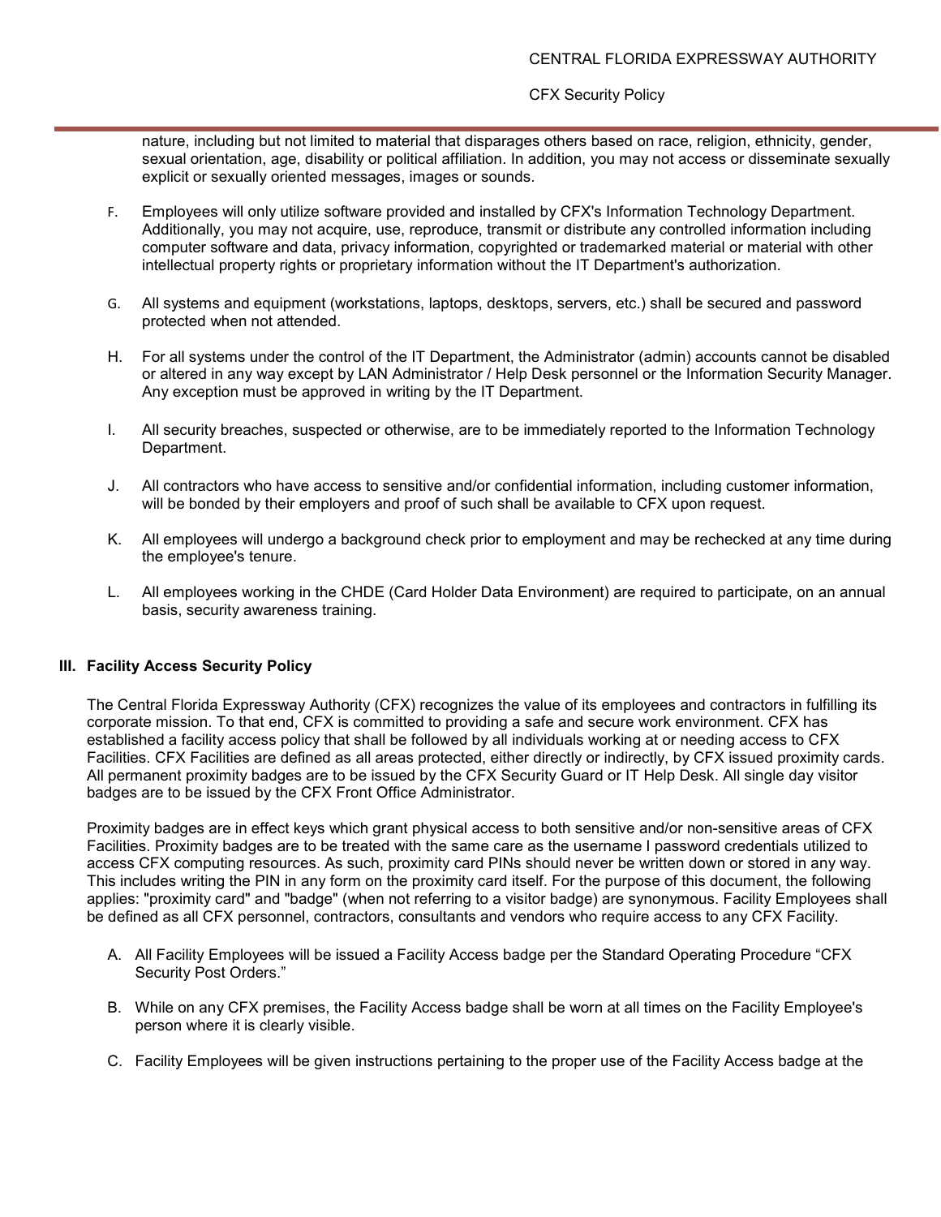nature, including but not limited to material that disparages others based on race, religion, ethnicity, gender, sexual orientation, age, disability or political affiliation. In addition, you may not access or disseminate sexually explicit or sexually oriented messages, images or sounds.

F. Employees will only utilize software provided and installed by CFX's Information Technology Department. Additionally, you may not acquire, use, reproduce, transmit or distribute any controlled information including computer software and data, privacy information, copyrighted or trademarked material or material with other intellectual property rights or proprietary information without the IT Department's authorization.

G. All systems and equipment (workstations, laptops, desktops, servers, etc.) shall be secured and password protected when not attended.

H. For all systems under the control of the IT Department, the Administrator (admin) accounts cannot be disabled or altered in any way except by LAN Administrator / Help Desk personnel or the Information Security Manager. Any exception must be approved in writing by the IT Department.

I. All security breaches, suspected or otherwise, are to be immediately reported to the Information Technology Department.

J. All contractors who have access to sensitive and/or confidential information, including customer information, will be bonded by their employers and proof of such shall be available to CFX upon request.

K. All employees will undergo a background check prior to employment and may be rechecked at any time during the employee's tenure.

L. All employees working in the CHDE (Card Holder Data Environment) are required to participate, on an annual basis, security awareness training.

## III. Facility Access Security Policy

The Central Florida Expressway Authority (CFX) recognizes the value of its employees and contractors in fulfilling its corporate mission. To that end, CFX is committed to providing a safe and secure work environment. CFX has established a facility access policy that shall be followed by all individuals working at or needing access to CFX Facilities. CFX Facilities are defined as all areas protected, either directly or indirectly, by CFX issued proximity cards. All permanent proximity badges are to be issued by the CFX Security Guard or IT Help Desk. All single day visitor badges are to be issued by the CFX Front Office Administrator.

Proximity badges are in effect keys which grant physical access to both sensitive and/or non-sensitive areas of CFX Facilities. Proximity badges are to be treated with the same care as the username I password credentials utilized to access CFX computing resources. As such, proximity card PINs should never be written down or stored in any way. This includes writing the PIN in any form on the proximity card itself. For the purpose of this document, the following applies: "proximity card" and "badge" (when not referring to a visitor badge) are synonymous. Facility Employees shall be defined as all CFX personnel, contractors, consultants and vendors who require access to any CFX Facility.

A. All Facility Employees will be issued a Facility Access badge per the Standard Operating Procedure "CFX Security Post Orders."

B. While on any CFX premises, the Facility Access badge shall be worn at all times on the Facility Employee's person where it is clearly visible.

C. Facility Employees will be given instructions pertaining to the proper use of the Facility Access badge at the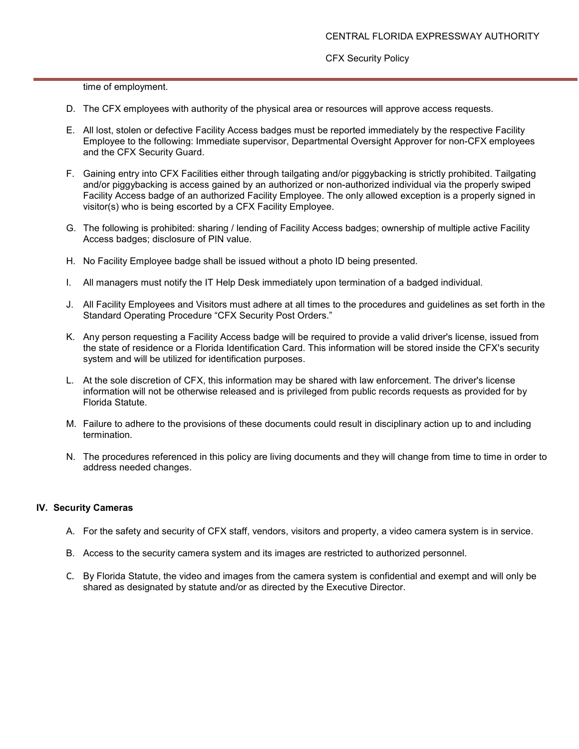time of employment.

D. The CFX employees with authority of the physical area or resources will approve access requests.

E. All lost, stolen or defective Facility Access badges must be reported immediately by the respective Facility Employee to the following: Immediate supervisor, Departmental Oversight Approver for non-CFX employees and the CFX Security Guard.

F. Gaining entry into CFX Facilities either through tailgating and/or piggybacking is strictly prohibited. Tailgating and/or piggybacking is access gained by an authorized or non-authorized individual via the properly swiped Facility Access badge of an authorized Facility Employee. The only allowed exception is a properly signed in visitor(s) who is being escorted by a CFX Facility Employee.

G. The following is prohibited: sharing / lending of Facility Access badges; ownership of multiple active Facility Access badges; disclosure of PIN value.

H. No Facility Employee badge shall be issued without a photo ID being presented.

I. All managers must notify the IT Help Desk immediately upon termination of a badged individual.

J. All Facility Employees and Visitors must adhere at all times to the procedures and guidelines as set forth in the Standard Operating Procedure "CFX Security Post Orders."

K. Any person requesting a Facility Access badge will be required to provide a valid driver's license, issued from the state of residence or a Florida Identification Card. This information will be stored inside the CFX's security system and will be utilized for identification purposes.

L. At the sole discretion of CFX, this information may be shared with law enforcement. The driver's license information will not be otherwise released and is privileged from public records requests as provided for by Florida Statute.

M. Failure to adhere to the provisions of these documents could result in disciplinary action up to and including termination.

N. The procedures referenced in this policy are living documents and they will change from time to time in order to address needed changes.

## IV. Security Cameras

A. For the safety and security of CFX staff, vendors, visitors and property, a video camera system is in service.

B. Access to the security camera system and its images are restricted to authorized personnel.

C. By Florida Statute, the video and images from the camera system is confidential and exempt and will only be shared as designated by statute and/or as directed by the Executive Director.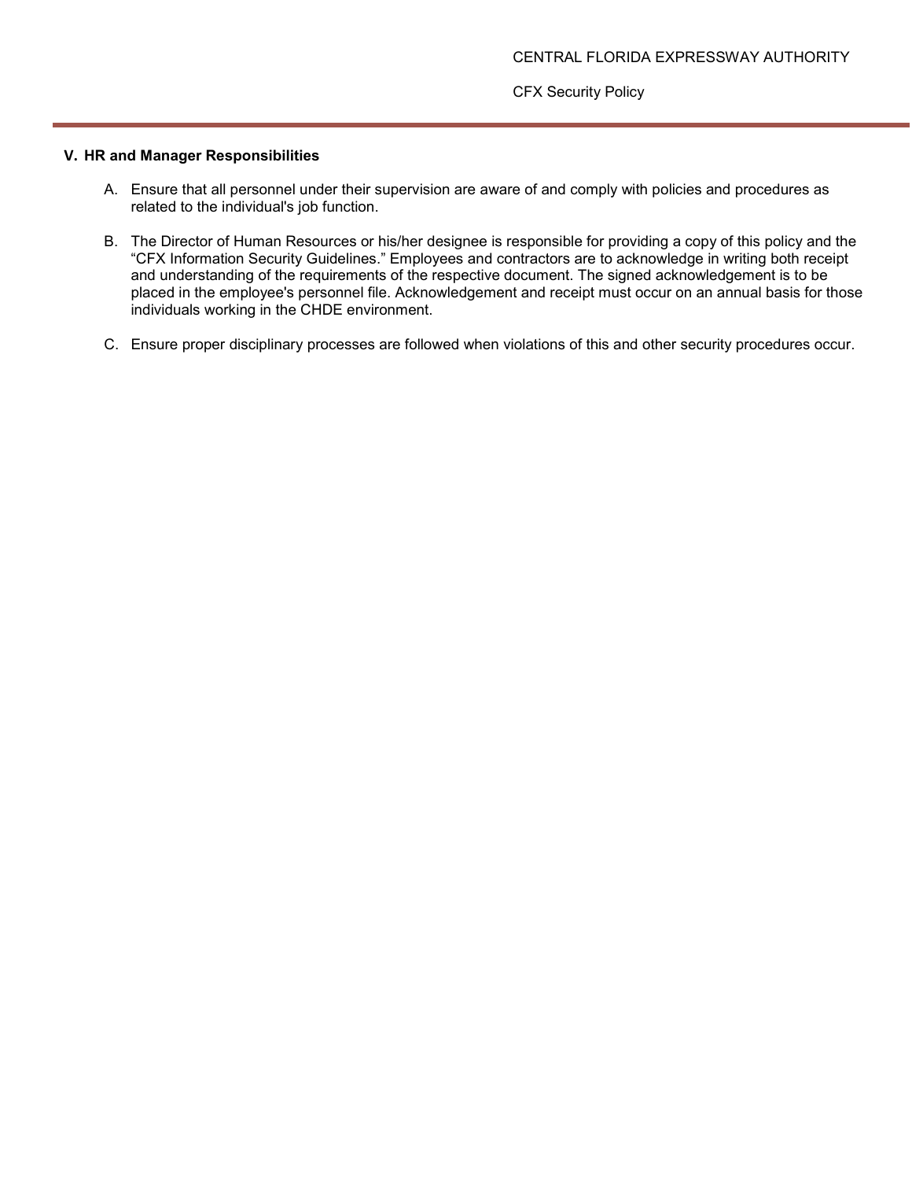## V. HR and Manager Responsibilities

A. Ensure that all personnel under their supervision are aware of and comply with policies and procedures as related to the individual's job function.

B. The Director of Human Resources or his/her designee is responsible for providing a copy of this policy and the "CFX Information Security Guidelines." Employees and contractors are to acknowledge in writing both receipt and understanding of the requirements of the respective document. The signed acknowledgement is to be placed in the employee's personnel file. Acknowledgement and receipt must occur on an annual basis for those individuals working in the CHDE environment.

C. Ensure proper disciplinary processes are followed when violations of this and other security procedures occur.